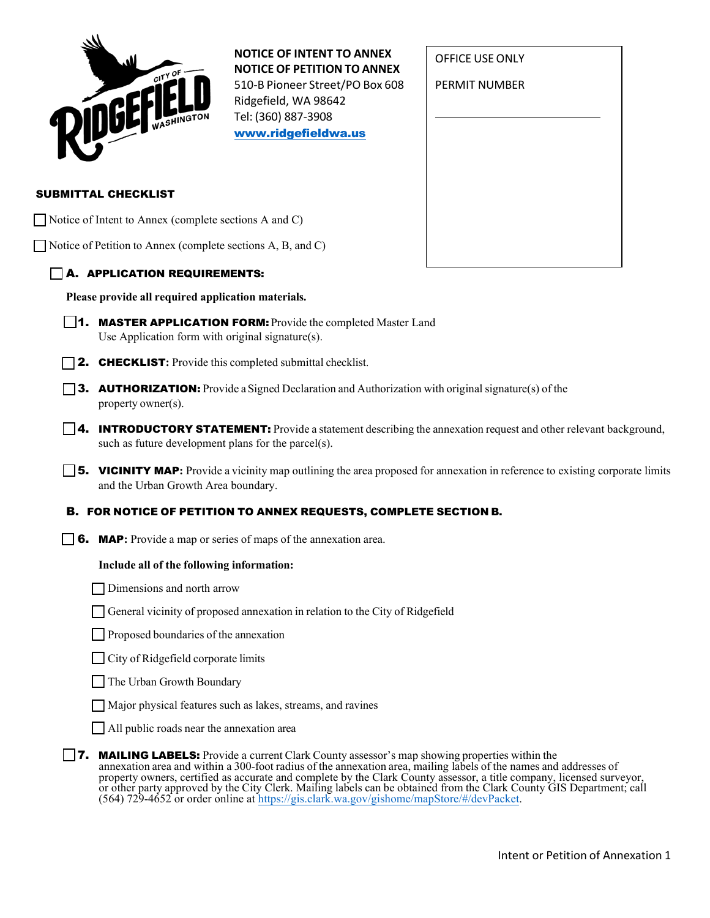**NOTICE OF INTENT TO ANNEX**
**NOTICE OF PETITION TO ANNEX**
510-B Pioneer Street/PO Box 608
Ridgefield, WA 98642
Tel: (360) 887-3908
[www.ridgefieldwa.us](www.ridgefieldwa.us)

OFFICE USE ONLY

PERMIT NUMBER

\_\_\_\_\_\_\_\_\_\_\_\_\_\_\_\_\_\_\_\_

## SUBMITTAL CHECKLIST

☐ Notice of Intent to Annex (complete sections A and C)

☐ Notice of Petition to Annex (complete sections A, B, and C)

### ☐ A. APPLICATION REQUIREMENTS:

**Please provide all required application materials.**

☐ **1. MASTER APPLICATION FORM:** Provide the completed Master Land Use Application form with original signature(s).

☐ **2. CHECKLIST:** Provide this completed submittal checklist.

☐ **3. AUTHORIZATION:** Provide a Signed Declaration and Authorization with original signature(s) of the property owner(s).

☐ **4. INTRODUCTORY STATEMENT:** Provide a statement describing the annexation request and other relevant background, such as future development plans for the parcel(s).

☐ **5. VICINITY MAP:** Provide a vicinity map outlining the area proposed for annexation in reference to existing corporate limits and the Urban Growth Area boundary.

### B. FOR NOTICE OF PETITION TO ANNEX REQUESTS, COMPLETE SECTION B.

☐ **6. MAP:** Provide a map or series of maps of the annexation area.

**Include all of the following information:**

☐ Dimensions and north arrow

☐ General vicinity of proposed annexation in relation to the City of Ridgefield

☐ Proposed boundaries of the annexation

☐ City of Ridgefield corporate limits

☐ The Urban Growth Boundary

☐ Major physical features such as lakes, streams, and ravines

☐ All public roads near the annexation area

☐ **7. MAILING LABELS:** Provide a current Clark County assessor's map showing properties within the annexation area and within a 300-foot radius of the annexation area, mailing labels of the names and addresses of property owners, certified as accurate and complete by the Clark County assessor, a title company, licensed surveyor, or other party approved by the City Clerk. Mailing labels can be obtained from the Clark County GIS Department; call (564) 729-4652 or order online at [https://gis.clark.wa.gov/gishome/mapStore/#/devPacket](https://gis.clark.wa.gov/gishome/mapStore/#/devPacket).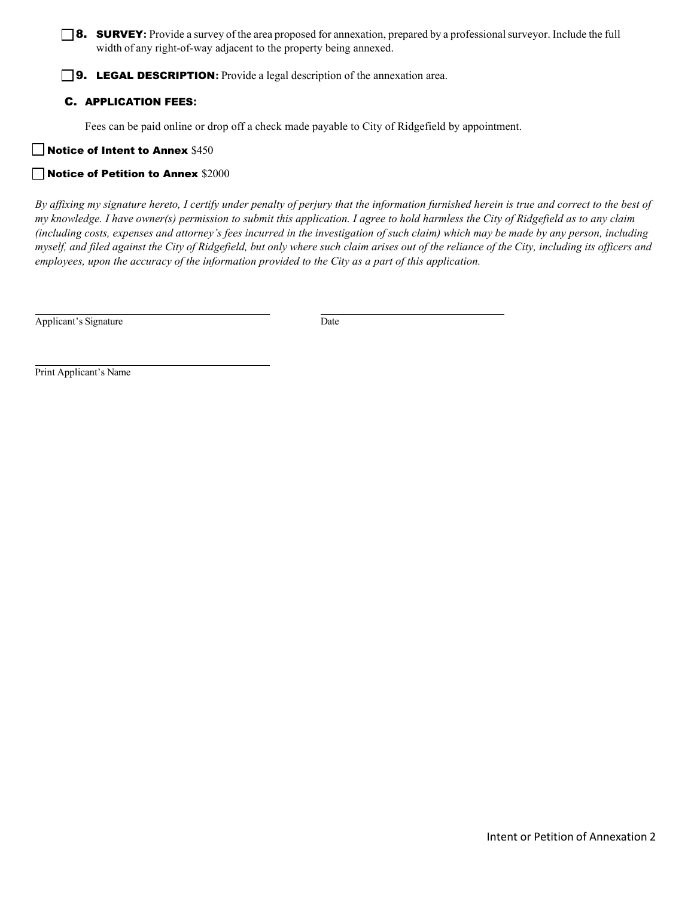- [ ] **8. SURVEY:** Provide a survey of the area proposed for annexation, prepared by a professional surveyor. Include the full width of any right-of-way adjacent to the property being annexed.

- [ ] **9. LEGAL DESCRIPTION:** Provide a legal description of the annexation area.

### C. APPLICATION FEES:

Fees can be paid online or drop off a check made payable to City of Ridgefield by appointment.

- [ ] **Notice of Intent to Annex** $450

- [ ] **Notice of Petition to Annex** $2000

*By affixing my signature hereto, I certify under penalty of perjury that the information furnished herein is true and correct to the best of my knowledge. I have owner(s) permission to submit this application. I agree to hold harmless the City of Ridgefield as to any claim (including costs, expenses and attorney's fees incurred in the investigation of such claim) which may be made by any person, including myself, and filed against the City of Ridgefield, but only where such claim arises out of the reliance of the City, including its officers and employees, upon the accuracy of the information provided to the City as a part of this application.*

\_\_\_\_\_\_\_\_\_\_\_\_\_\_\_\_\_\_\_\_\_\_\_\_\_\_\_\_\_\_ \_\_\_\_\_\_\_\_\_\_\_\_\_\_\_\_\_\_\_\_\_\_\_\_
Applicant's Signature Date

\_\_\_\_\_\_\_\_\_\_\_\_\_\_\_\_\_\_\_\_\_\_\_\_\_\_\_\_\_\_
Print Applicant's Name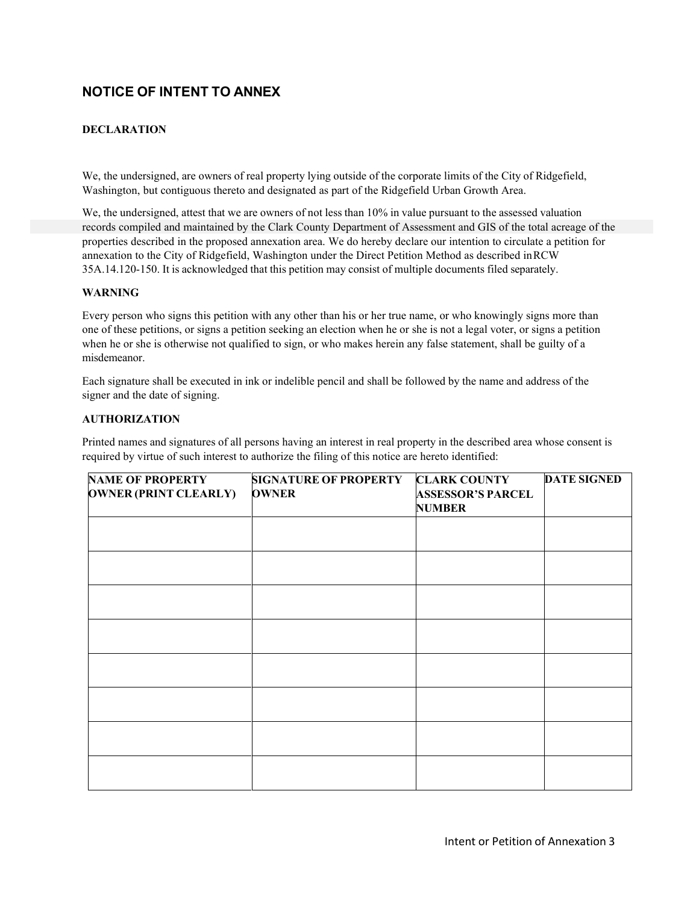# NOTICE OF INTENT TO ANNEX

### DECLARATION

We, the undersigned, are owners of real property lying outside of the corporate limits of the City of Ridgefield, Washington, but contiguous thereto and designated as part of the Ridgefield Urban Growth Area.

We, the undersigned, attest that we are owners of not less than 10% in value pursuant to the assessed valuation records compiled and maintained by the Clark County Department of Assessment and GIS of the total acreage of the properties described in the proposed annexation area. We do hereby declare our intention to circulate a petition for annexation to the City of Ridgefield, Washington under the Direct Petition Method as described in RCW 35A.14.120-150. It is acknowledged that this petition may consist of multiple documents filed separately.

### WARNING

Every person who signs this petition with any other than his or her true name, or who knowingly signs more than one of these petitions, or signs a petition seeking an election when he or she is not a legal voter, or signs a petition when he or she is otherwise not qualified to sign, or who makes herein any false statement, shall be guilty of a misdemeanor.

Each signature shall be executed in ink or indelible pencil and shall be followed by the name and address of the signer and the date of signing.

### AUTHORIZATION

Printed names and signatures of all persons having an interest in real property in the described area whose consent is required by virtue of such interest to authorize the filing of this notice are hereto identified:

| NAME OF PROPERTY OWNER (PRINT CLEARLY) | SIGNATURE OF PROPERTY OWNER | CLARK COUNTY ASSESSOR'S PARCEL NUMBER | DATE SIGNED |
|---|---|---|---|
| | | | |
| | | | |
| | | | |
| | | | |
| | | | |
| | | | |
| | | | |
| | | | |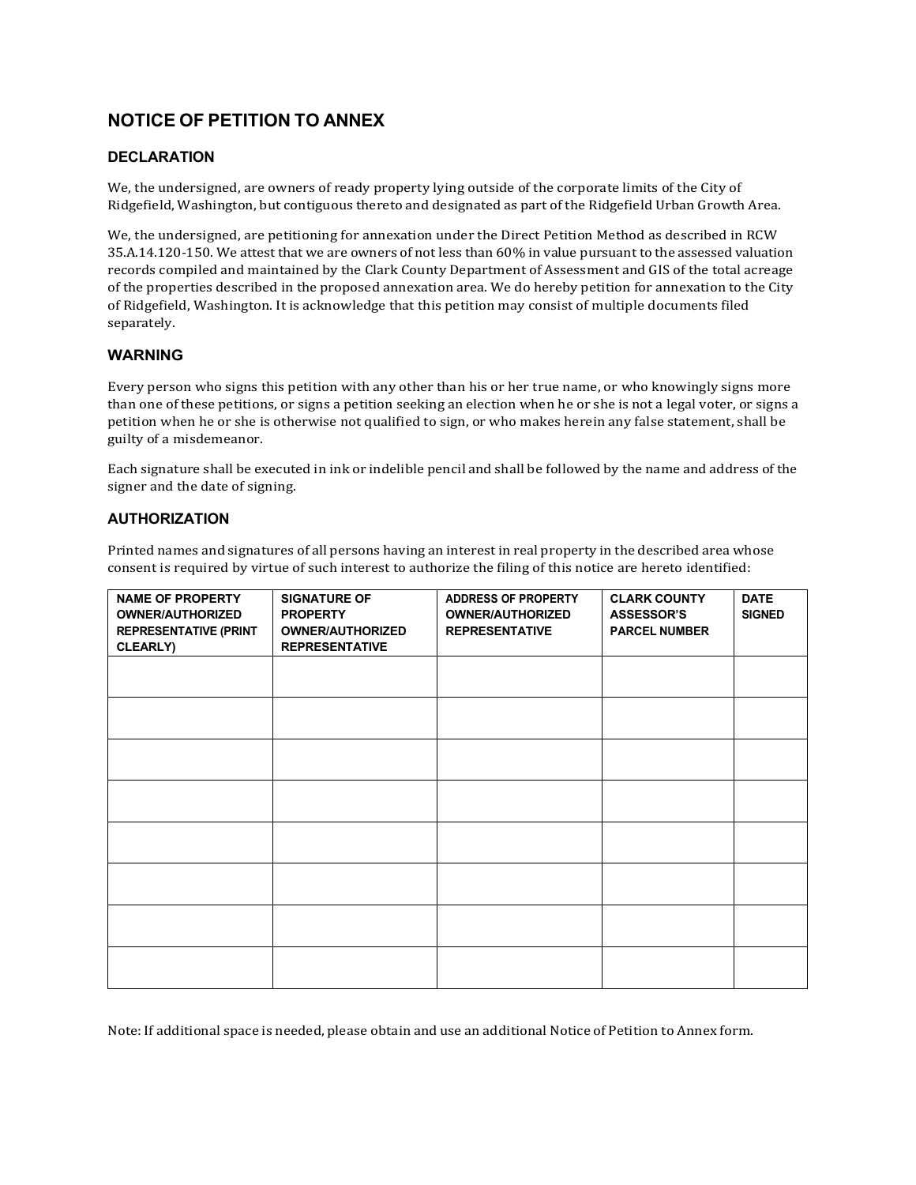# NOTICE OF PETITION TO ANNEX

## DECLARATION

We, the undersigned, are owners of ready property lying outside of the corporate limits of the City of Ridgefield, Washington, but contiguous thereto and designated as part of the Ridgefield Urban Growth Area.

We, the undersigned, are petitioning for annexation under the Direct Petition Method as described in RCW 35.A.14.120-150. We attest that we are owners of not less than 60% in value pursuant to the assessed valuation records compiled and maintained by the Clark County Department of Assessment and GIS of the total acreage of the properties described in the proposed annexation area. We do hereby petition for annexation to the City of Ridgefield, Washington. It is acknowledge that this petition may consist of multiple documents filed separately.

## WARNING

Every person who signs this petition with any other than his or her true name, or who knowingly signs more than one of these petitions, or signs a petition seeking an election when he or she is not a legal voter, or signs a petition when he or she is otherwise not qualified to sign, or who makes herein any false statement, shall be guilty of a misdemeanor.

Each signature shall be executed in ink or indelible pencil and shall be followed by the name and address of the signer and the date of signing.

## AUTHORIZATION

Printed names and signatures of all persons having an interest in real property in the described area whose consent is required by virtue of such interest to authorize the filing of this notice are hereto identified:

| NAME OF PROPERTY OWNER/AUTHORIZED REPRESENTATIVE (PRINT CLEARLY) | SIGNATURE OF PROPERTY OWNER/AUTHORIZED REPRESENTATIVE | ADDRESS OF PROPERTY OWNER/AUTHORIZED REPRESENTATIVE | CLARK COUNTY ASSESSOR'S PARCEL NUMBER | DATE SIGNED |
|---|---|---|---|---|
| | | | | |
| | | | | |
| | | | | |
| | | | | |
| | | | | |
| | | | | |
| | | | | |
| | | | | |

Note: If additional space is needed, please obtain and use an additional Notice of Petition to Annex form.